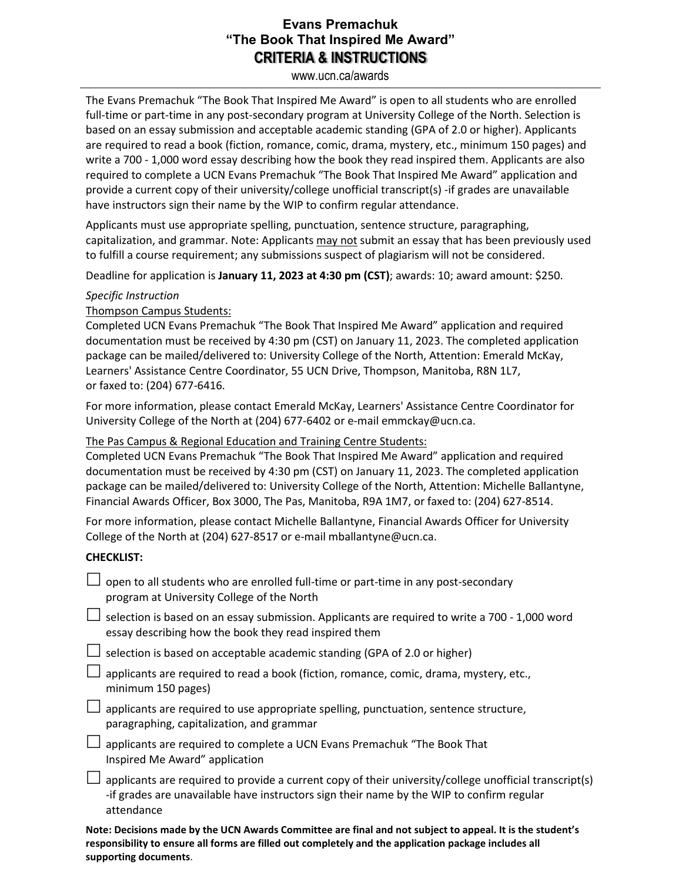# Evans Premachuk
# "The Book That Inspired Me Award"
## CRITERIA & INSTRUCTIONS

www.ucn.ca/awards

The Evans Premachuk "The Book That Inspired Me Award" is open to all students who are enrolled full-time or part-time in any post-secondary program at University College of the North. Selection is based on an essay submission and acceptable academic standing (GPA of 2.0 or higher). Applicants are required to read a book (fiction, romance, comic, drama, mystery, etc., minimum 150 pages) and write a 700 - 1,000 word essay describing how the book they read inspired them. Applicants are also required to complete a UCN Evans Premachuk "The Book That Inspired Me Award" application and provide a current copy of their university/college unofficial transcript(s) -if grades are unavailable have instructors sign their name by the WIP to confirm regular attendance.

Applicants must use appropriate spelling, punctuation, sentence structure, paragraphing, capitalization, and grammar. Note: Applicants may not submit an essay that has been previously used to fulfill a course requirement; any submissions suspect of plagiarism will not be considered.

Deadline for application is **January 11, 2023 at 4:30 pm (CST)**; awards: 10; award amount: $250.

*Specific Instruction*

Thompson Campus Students:
Completed UCN Evans Premachuk "The Book That Inspired Me Award" application and required documentation must be received by 4:30 pm (CST) on January 11, 2023. The completed application package can be mailed/delivered to: University College of the North, Attention: Emerald McKay, Learners' Assistance Centre Coordinator, 55 UCN Drive, Thompson, Manitoba, R8N 1L7, or faxed to: (204) 677-6416.

For more information, please contact Emerald McKay, Learners' Assistance Centre Coordinator for University College of the North at (204) 677-6402 or e-mail emmckay@ucn.ca.

The Pas Campus & Regional Education and Training Centre Students:
Completed UCN Evans Premachuk "The Book That Inspired Me Award" application and required documentation must be received by 4:30 pm (CST) on January 11, 2023. The completed application package can be mailed/delivered to: University College of the North, Attention: Michelle Ballantyne, Financial Awards Officer, Box 3000, The Pas, Manitoba, R9A 1M7, or faxed to: (204) 627-8514.

For more information, please contact Michelle Ballantyne, Financial Awards Officer for University College of the North at (204) 627-8517 or e-mail mballantyne@ucn.ca.

**CHECKLIST:**

- ☐ open to all students who are enrolled full-time or part-time in any post-secondary program at University College of the North
- ☐ selection is based on an essay submission. Applicants are required to write a 700 - 1,000 word essay describing how the book they read inspired them
- ☐ selection is based on acceptable academic standing (GPA of 2.0 or higher)
- ☐ applicants are required to read a book (fiction, romance, comic, drama, mystery, etc., minimum 150 pages)
- ☐ applicants are required to use appropriate spelling, punctuation, sentence structure, paragraphing, capitalization, and grammar
- ☐ applicants are required to complete a UCN Evans Premachuk "The Book That Inspired Me Award" application
- ☐ applicants are required to provide a current copy of their university/college unofficial transcript(s) -if grades are unavailable have instructors sign their name by the WIP to confirm regular attendance

**Note: Decisions made by the UCN Awards Committee are final and not subject to appeal. It is the student's responsibility to ensure all forms are filled out completely and the application package includes all supporting documents**.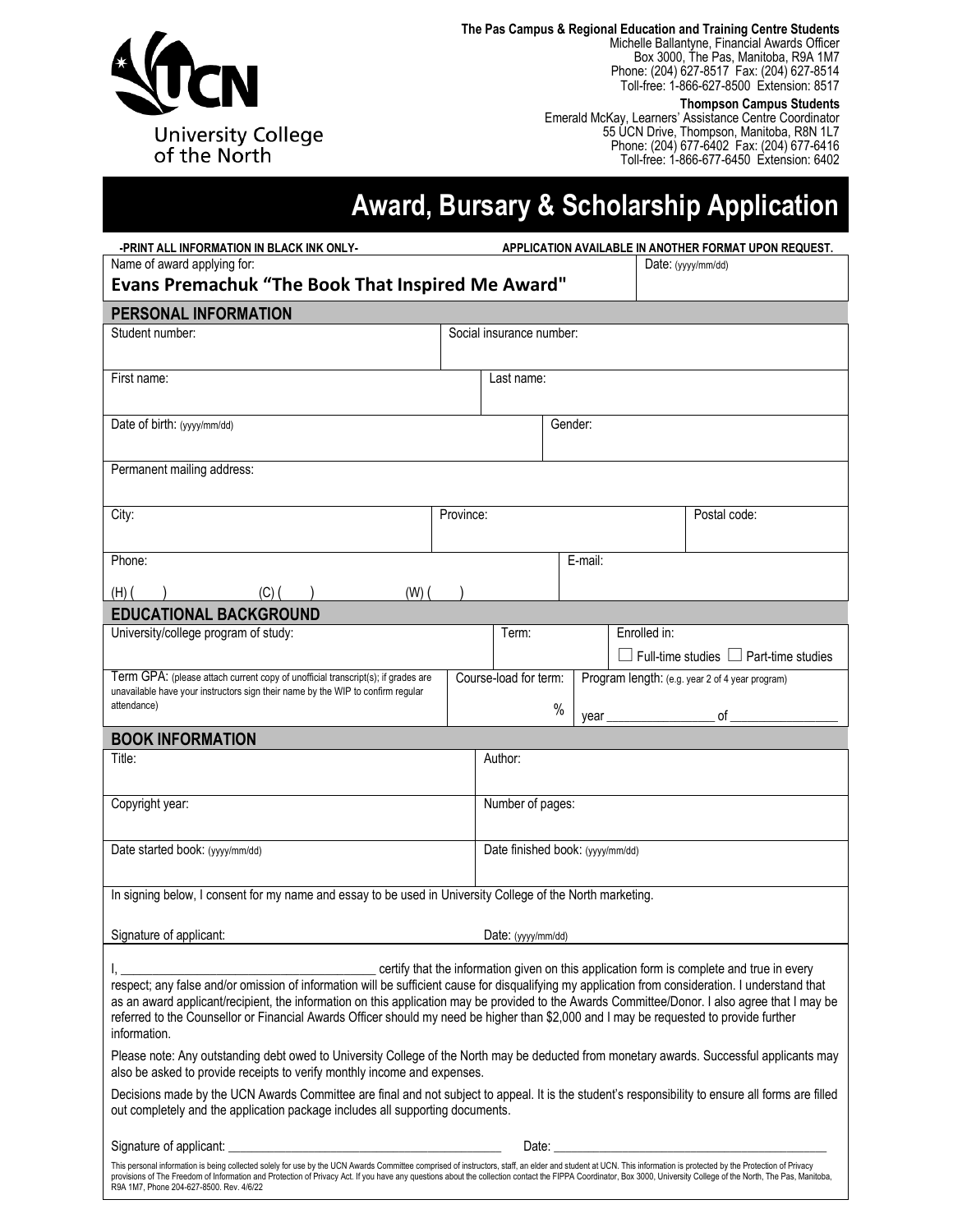University College of the North

**The Pas Campus & Regional Education and Training Centre Students**
Michelle Ballantyne, Financial Awards Officer
Box 3000, The Pas, Manitoba, R9A 1M7
Phone: (204) 627-8517 Fax: (204) 627-8514
Toll-free: 1-866-627-8500 Extension: 8517

**Thompson Campus Students**
Emerald McKay, Learners' Assistance Centre Coordinator
55 UCN Drive, Thompson, Manitoba, R8N 1L7
Phone: (204) 677-6402 Fax: (204) 677-6416
Toll-free: 1-866-677-6450 Extension: 6402

# Award, Bursary & Scholarship Application

**-PRINT ALL INFORMATION IN BLACK INK ONLY-** **APPLICATION AVAILABLE IN ANOTHER FORMAT UPON REQUEST.**

| | |
|---|---|
| Name of award applying for: **Evans Premachuk "The Book That Inspired Me Award"** | Date: (yyyy/mm/dd) |

## PERSONAL INFORMATION

| | |
|---|---|
| Student number: | Social insurance number: |
| First name: | Last name: |
| Date of birth: (yyyy/mm/dd) | Gender: |

| |
|---|
| Permanent mailing address: |

| | | |
|---|---|---|
| City: | Province: | Postal code: |

| | |
|---|---|
| Phone: (H) ( ) (C) ( ) (W) ( ) | E-mail: |

## EDUCATIONAL BACKGROUND

| | | |
|---|---|---|
| University/college program of study: | Term: | Enrolled in: ☐ Full-time studies ☐ Part-time studies |
| Term GPA: (please attach current copy of unofficial transcript(s); if grades are unavailable have your instructors sign their name by the WIP to confirm regular attendance) | Course-load for term: % | Program length: (e.g. year 2 of 4 year program) year ________ of ________ |

## BOOK INFORMATION

| | |
|---|---|
| Title: | Author: |
| Copyright year: | Number of pages: |
| Date started book: (yyyy/mm/dd) | Date finished book: (yyyy/mm/dd) |

In signing below, I consent for my name and essay to be used in University College of the North marketing.

Signature of applicant: Date: (yyyy/mm/dd)

I, ______________________________ certify that the information given on this application form is complete and true in every respect; any false and/or omission of information will be sufficient cause for disqualifying my application from consideration. I understand that as an award applicant/recipient, the information on this application may be provided to the Awards Committee/Donor. I also agree that I may be referred to the Counsellor or Financial Awards Officer should my need be higher than $2,000 and I may be requested to provide further information.

Please note: Any outstanding debt owed to University College of the North may be deducted from monetary awards. Successful applicants may also be asked to provide receipts to verify monthly income and expenses.

Decisions made by the UCN Awards Committee are final and not subject to appeal. It is the student's responsibility to ensure all forms are filled out completely and the application package includes all supporting documents.

Signature of applicant: ______________________________ Date: ______________________________

This personal information is being collected solely for use by the UCN Awards Committee comprised of instructors, staff, an elder and student at UCN. This information is protected by the Protection of Privacy provisions of The Freedom of Information and Protection of Privacy Act. If you have any questions about the collection contact the FIPPA Coordinator, Box 3000, University College of the North, The Pas, Manitoba, R9A 1M7, Phone 204-627-8500. Rev. 4/6/22